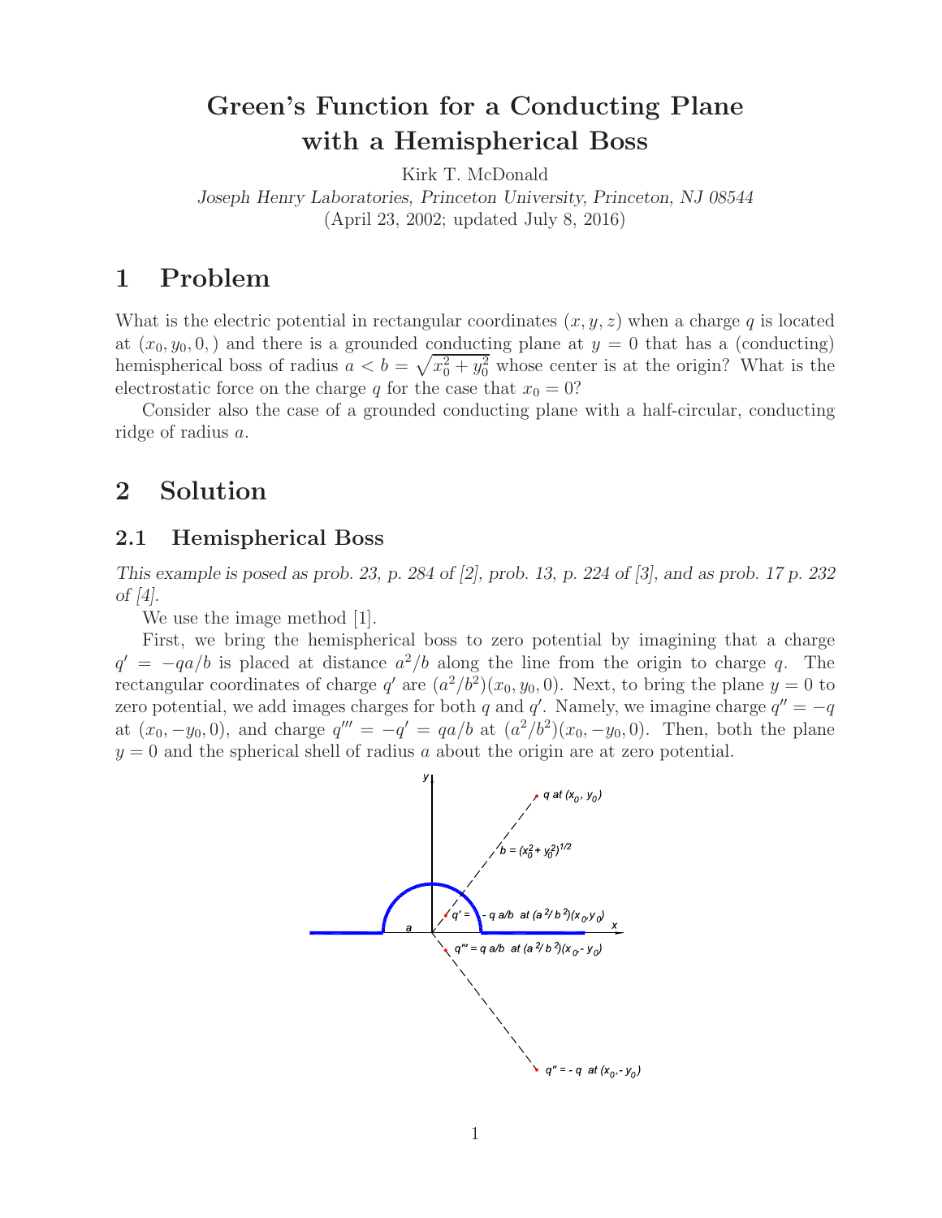# Green's Function for a Conducting Plane with a Hemispherical Boss

Kirk T. McDonald

*Joseph Henry Laboratories, Princeton University, Princeton, NJ 08544*

(April 23, 2002; updated July 8, 2016)

## 1 Problem

What is the electric potential in rectangular coordinates $(x, y, z)$ when a charge $q$ is located at $(x_0, y_0, 0,)$ and there is a grounded conducting plane at $y = 0$ that has a (conducting) hemispherical boss of radius $a < b = \sqrt{x_0^2 + y_0^2}$ whose center is at the origin? What is the electrostatic force on the charge $q$ for the case that $x_0 = 0$?

Consider also the case of a grounded conducting plane with a half-circular, conducting ridge of radius $a$.

## 2 Solution

### 2.1 Hemispherical Boss

*This example is posed as prob. 23, p. 284 of [2], prob. 13, p. 224 of [3], and as prob. 17 p. 232 of [4].*

We use the image method [1].

First, we bring the hemispherical boss to zero potential by imagining that a charge $q' = -qa/b$ is placed at distance $a^2/b$ along the line from the origin to charge $q$. The rectangular coordinates of charge $q'$ are $(a^2/b^2)(x_0, y_0, 0)$. Next, to bring the plane $y = 0$ to zero potential, we add images charges for both $q$ and $q'$. Namely, we imagine charge $q'' = -q$ at $(x_0, -y_0, 0)$, and charge $q''' = -q' = qa/b$ at $(a^2/b^2)(x_0, -y_0, 0)$. Then, both the plane $y = 0$ and the spherical shell of radius $a$ about the origin are at zero potential.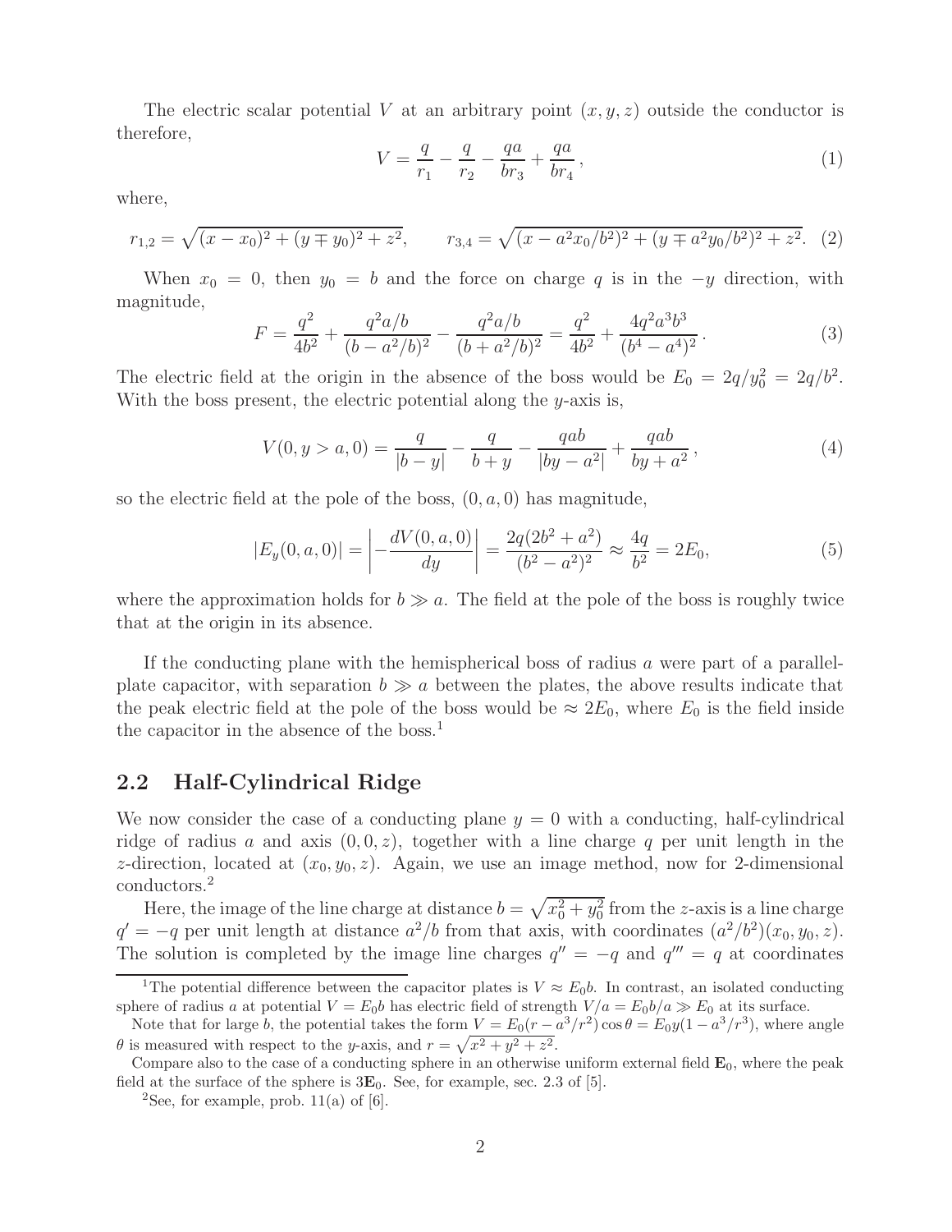The electric scalar potential $V$ at an arbitrary point $(x, y, z)$ outside the conductor is therefore,

$$V = \frac{q}{r_1} - \frac{q}{r_2} - \frac{qa}{br_3} + \frac{qa}{br_4}\,, \tag{1}$$

where,

$$r_{1,2} = \sqrt{(x - x_0)^2 + (y \mp y_0)^2 + z^2}, \qquad r_{3,4} = \sqrt{(x - a^2 x_0/b^2)^2 + (y \mp a^2 y_0/b^2)^2 + z^2}. \tag{2}$$

When $x_0 = 0$, then $y_0 = b$ and the force on charge $q$ is in the $-y$ direction, with magnitude,

$$F = \frac{q^2}{4b^2} + \frac{q^2 a/b}{(b - a^2/b)^2} - \frac{q^2 a/b}{(b + a^2/b)^2} = \frac{q^2}{4b^2} + \frac{4q^2 a^3 b^3}{(b^4 - a^4)^2}\,. \tag{3}$$

The electric field at the origin in the absence of the boss would be $E_0 = 2q/y_0^2 = 2q/b^2$. With the boss present, the electric potential along the $y$-axis is,

$$V(0, y > a, 0) = \frac{q}{|b - y|} - \frac{q}{b + y} - \frac{qab}{|by - a^2|} + \frac{qab}{by + a^2}\,, \tag{4}$$

so the electric field at the pole of the boss, $(0, a, 0)$ has magnitude,

$$|E_y(0, a, 0)| = \left| -\frac{dV(0, a, 0)}{dy} \right| = \frac{2q(2b^2 + a^2)}{(b^2 - a^2)^2} \approx \frac{4q}{b^2} = 2E_0, \tag{5}$$

where the approximation holds for $b \gg a$. The field at the pole of the boss is roughly twice that at the origin in its absence.

If the conducting plane with the hemispherical boss of radius $a$ were part of a parallel-plate capacitor, with separation $b \gg a$ between the plates, the above results indicate that the peak electric field at the pole of the boss would be $\approx 2E_0$, where $E_0$ is the field inside the capacitor in the absence of the boss.[1]

## 2.2 Half-Cylindrical Ridge

We now consider the case of a conducting plane $y = 0$ with a conducting, half-cylindrical ridge of radius $a$ and axis $(0, 0, z)$, together with a line charge $q$ per unit length in the $z$-direction, located at $(x_0, y_0, z)$. Again, we use an image method, now for 2-dimensional conductors.[2]

Here, the image of the line charge at distance $b = \sqrt{x_0^2 + y_0^2}$ from the $z$-axis is a line charge $q' = -q$ per unit length at distance $a^2/b$ from that axis, with coordinates $(a^2/b^2)(x_0, y_0, z)$. The solution is completed by the image line charges $q'' = -q$ and $q''' = q$ at coordinates

---

[1] The potential difference between the capacitor plates is $V \approx E_0 b$. In contrast, an isolated conducting sphere of radius $a$ at potential $V = E_0 b$ has electric field of strength $V/a = E_0 b/a \gg E_0$ at its surface.

Note that for large $b$, the potential takes the form $V = E_0(r - a^3/r^2)\cos\theta = E_0 y(1 - a^3/r^3)$, where angle $\theta$ is measured with respect to the $y$-axis, and $r = \sqrt{x^2 + y^2 + z^2}$.

Compare also to the case of a conducting sphere in an otherwise uniform external field $\mathbf{E}_0$, where the peak field at the surface of the sphere is $3\mathbf{E}_0$. See, for example, sec. 2.3 of [5].

[2] See, for example, prob. 11(a) of [6].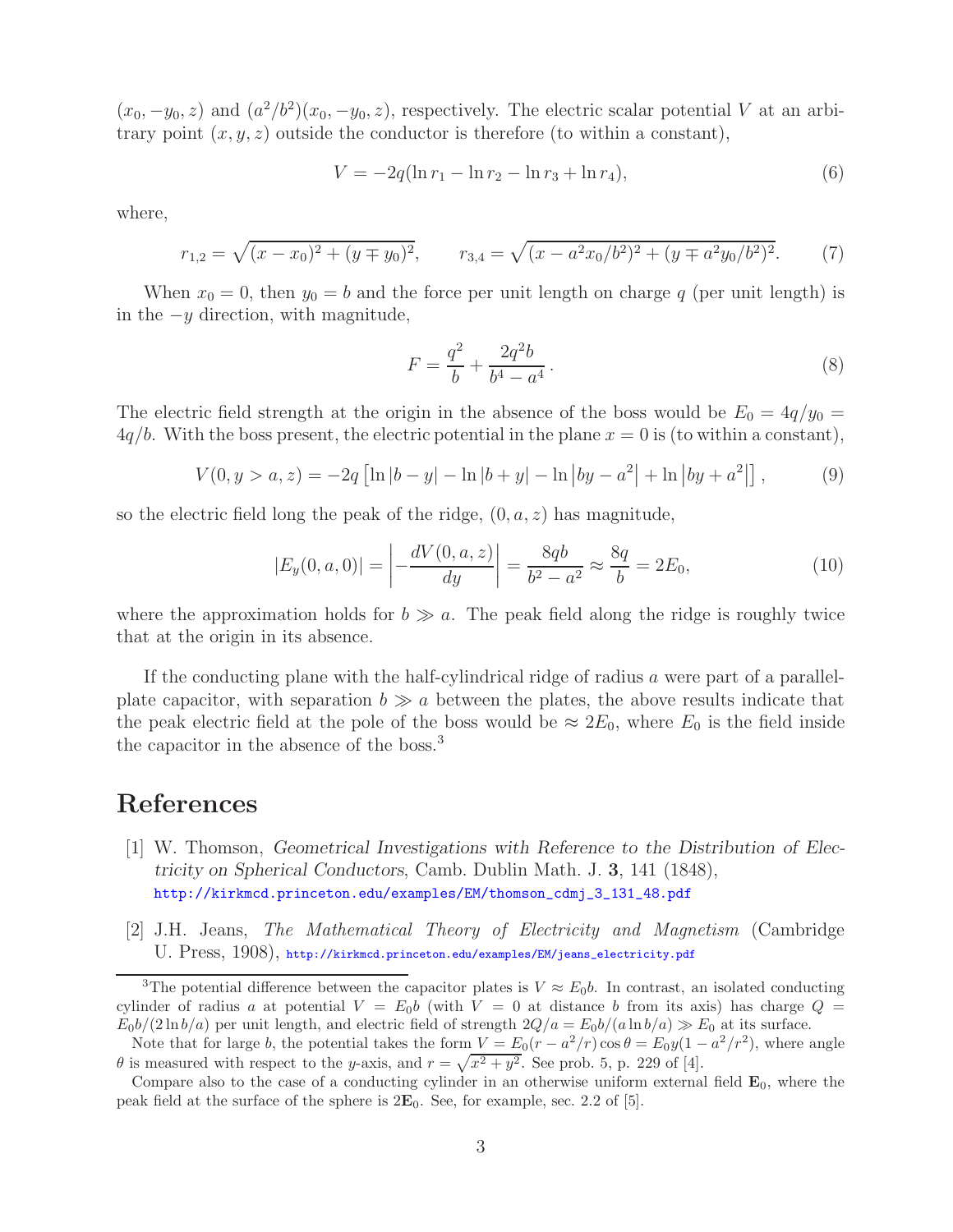$(x_0, -y_0, z)$ and $(a^2/b^2)(x_0, -y_0, z)$, respectively. The electric scalar potential $V$ at an arbitrary point $(x, y, z)$ outside the conductor is therefore (to within a constant),

$$V = -2q(\ln r_1 - \ln r_2 - \ln r_3 + \ln r_4), \tag{6}$$

where,

$$r_{1,2} = \sqrt{(x - x_0)^2 + (y \mp y_0)^2}, \qquad r_{3,4} = \sqrt{(x - a^2 x_0/b^2)^2 + (y \mp a^2 y_0/b^2)^2}. \tag{7}$$

When $x_0 = 0$, then $y_0 = b$ and the force per unit length on charge $q$ (per unit length) is in the $-y$ direction, with magnitude,

$$F = \frac{q^2}{b} + \frac{2q^2 b}{b^4 - a^4}. \tag{8}$$

The electric field strength at the origin in the absence of the boss would be $E_0 = 4q/y_0 = 4q/b$. With the boss present, the electric potential in the plane $x = 0$ is (to within a constant),

$$V(0, y > a, z) = -2q\left[\ln|b - y| - \ln|b + y| - \ln\left|by - a^2\right| + \ln\left|by + a^2\right|\right], \tag{9}$$

so the electric field long the peak of the ridge, $(0, a, z)$ has magnitude,

$$|E_y(0, a, 0)| = \left| -\frac{dV(0, a, z)}{dy} \right| = \frac{8qb}{b^2 - a^2} \approx \frac{8q}{b} = 2E_0, \tag{10}$$

where the approximation holds for $b \gg a$. The peak field along the ridge is roughly twice that at the origin in its absence.

If the conducting plane with the half-cylindrical ridge of radius $a$ were part of a parallel-plate capacitor, with separation $b \gg a$ between the plates, the above results indicate that the peak electric field at the pole of the boss would be $\approx 2E_0$, where $E_0$ is the field inside the capacitor in the absence of the boss.[3]

# References

[1] W. Thomson, *Geometrical Investigations with Reference to the Distribution of Electricity on Spherical Conductors*, Camb. Dublin Math. J. **3**, 141 (1848), http://kirkmcd.princeton.edu/examples/EM/thomson_cdmj_3_131_48.pdf

[2] J.H. Jeans, *The Mathematical Theory of Electricity and Magnetism* (Cambridge U. Press, 1908), http://kirkmcd.princeton.edu/examples/EM/jeans_electricity.pdf

---

[3] The potential difference between the capacitor plates is $V \approx E_0 b$. In contrast, an isolated conducting cylinder of radius $a$ at potential $V = E_0 b$ (with $V = 0$ at distance $b$ from its axis) has charge $Q = E_0 b/(2 \ln b/a)$ per unit length, and electric field of strength $2Q/a = E_0 b/(a \ln b/a) \gg E_0$ at its surface.

Note that for large $b$, the potential takes the form $V = E_0(r - a^2/r)\cos\theta = E_0 y(1 - a^2/r^2)$, where angle $\theta$ is measured with respect to the $y$-axis, and $r = \sqrt{x^2 + y^2}$. See prob. 5, p. 229 of [4].

Compare also to the case of a conducting cylinder in an otherwise uniform external field $\mathbf{E}_0$, where the peak field at the surface of the sphere is $2\mathbf{E}_0$. See, for example, sec. 2.2 of [5].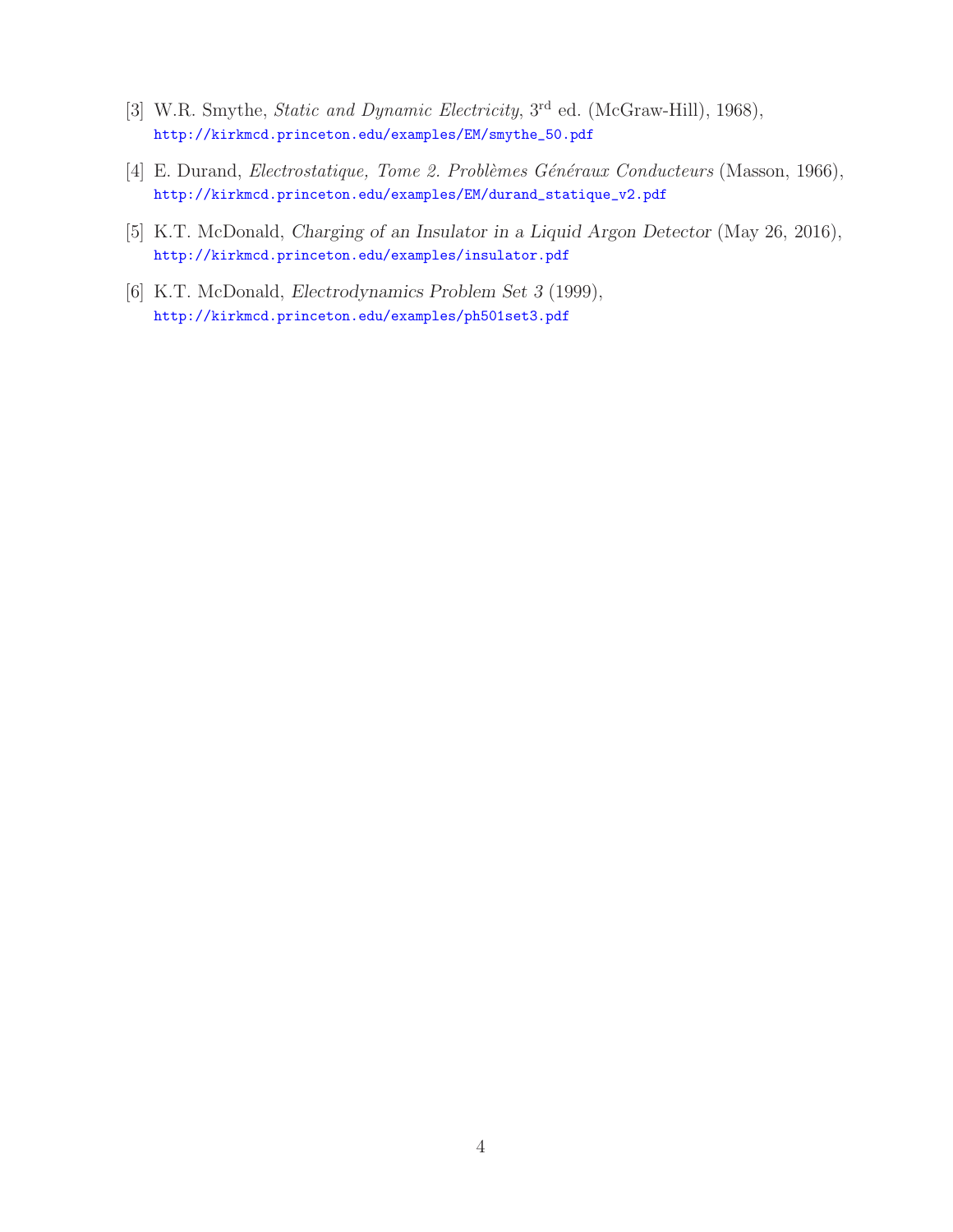[3] W.R. Smythe, *Static and Dynamic Electricity*, 3rd ed. (McGraw-Hill), 1968),
http://kirkmcd.princeton.edu/examples/EM/smythe_50.pdf

[4] E. Durand, *Electrostatique, Tome 2. Problèmes Généraux Conducteurs* (Masson, 1966),
http://kirkmcd.princeton.edu/examples/EM/durand_statique_v2.pdf

[5] K.T. McDonald, *Charging of an Insulator in a Liquid Argon Detector* (May 26, 2016),
http://kirkmcd.princeton.edu/examples/insulator.pdf

[6] K.T. McDonald, *Electrodynamics Problem Set 3* (1999),
http://kirkmcd.princeton.edu/examples/ph501set3.pdf